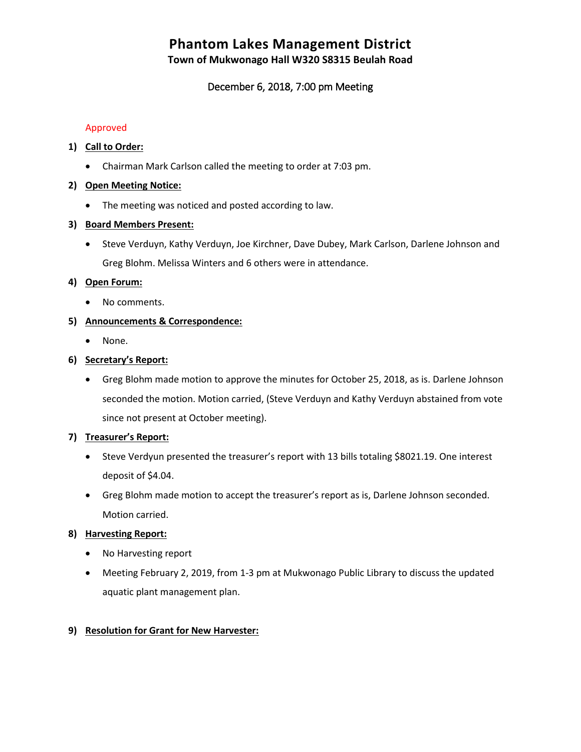# Phantom Lakes Management District

## Town of Mukwonago Hall W320 S8315 Beulah Road

December 6, 2018, 7:00 pm Meeting

Approved

1) **Call to Order:**
   - Chairman Mark Carlson called the meeting to order at 7:03 pm.

2) **Open Meeting Notice:**
   - The meeting was noticed and posted according to law.

3) **Board Members Present:**
   - Steve Verduyn, Kathy Verduyn, Joe Kirchner, Dave Dubey, Mark Carlson, Darlene Johnson and Greg Blohm. Melissa Winters and 6 others were in attendance.

4) **Open Forum:**
   - No comments.

5) **Announcements & Correspondence:**
   - None.

6) **Secretary's Report:**
   - Greg Blohm made motion to approve the minutes for October 25, 2018, as is. Darlene Johnson seconded the motion. Motion carried, (Steve Verduyn and Kathy Verduyn abstained from vote since not present at October meeting).

7) **Treasurer's Report:**
   - Steve Verdyun presented the treasurer's report with 13 bills totaling $8021.19. One interest deposit of $4.04.
   - Greg Blohm made motion to accept the treasurer's report as is, Darlene Johnson seconded. Motion carried.

8) **Harvesting Report:**
   - No Harvesting report
   - Meeting February 2, 2019, from 1-3 pm at Mukwonago Public Library to discuss the updated aquatic plant management plan.

9) **Resolution for Grant for New Harvester:**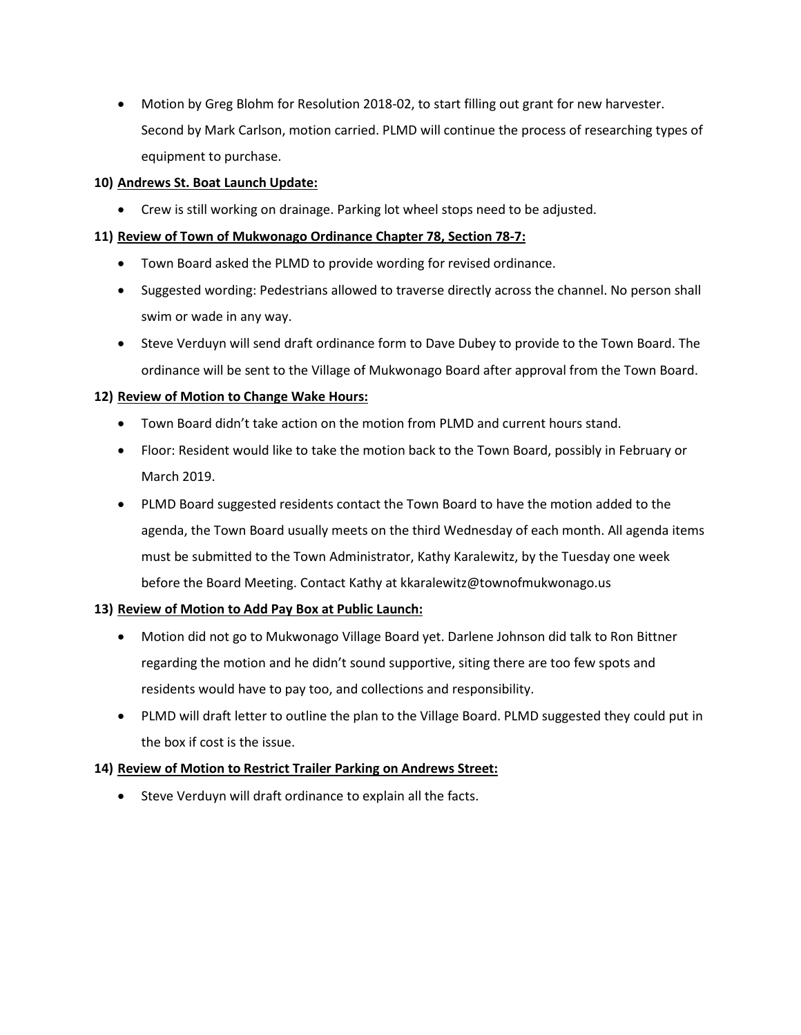- Motion by Greg Blohm for Resolution 2018-02, to start filling out grant for new harvester. Second by Mark Carlson, motion carried. PLMD will continue the process of researching types of equipment to purchase.

**10) Andrews St. Boat Launch Update:**

- Crew is still working on drainage. Parking lot wheel stops need to be adjusted.

**11) Review of Town of Mukwonago Ordinance Chapter 78, Section 78-7:**

- Town Board asked the PLMD to provide wording for revised ordinance.
- Suggested wording: Pedestrians allowed to traverse directly across the channel. No person shall swim or wade in any way.
- Steve Verduyn will send draft ordinance form to Dave Dubey to provide to the Town Board. The ordinance will be sent to the Village of Mukwonago Board after approval from the Town Board.

**12) Review of Motion to Change Wake Hours:**

- Town Board didn't take action on the motion from PLMD and current hours stand.
- Floor: Resident would like to take the motion back to the Town Board, possibly in February or March 2019.
- PLMD Board suggested residents contact the Town Board to have the motion added to the agenda, the Town Board usually meets on the third Wednesday of each month. All agenda items must be submitted to the Town Administrator, Kathy Karalewitz, by the Tuesday one week before the Board Meeting. Contact Kathy at kkaralewitz@townofmukwonago.us

**13) Review of Motion to Add Pay Box at Public Launch:**

- Motion did not go to Mukwonago Village Board yet. Darlene Johnson did talk to Ron Bittner regarding the motion and he didn't sound supportive, siting there are too few spots and residents would have to pay too, and collections and responsibility.
- PLMD will draft letter to outline the plan to the Village Board. PLMD suggested they could put in the box if cost is the issue.

**14) Review of Motion to Restrict Trailer Parking on Andrews Street:**

- Steve Verduyn will draft ordinance to explain all the facts.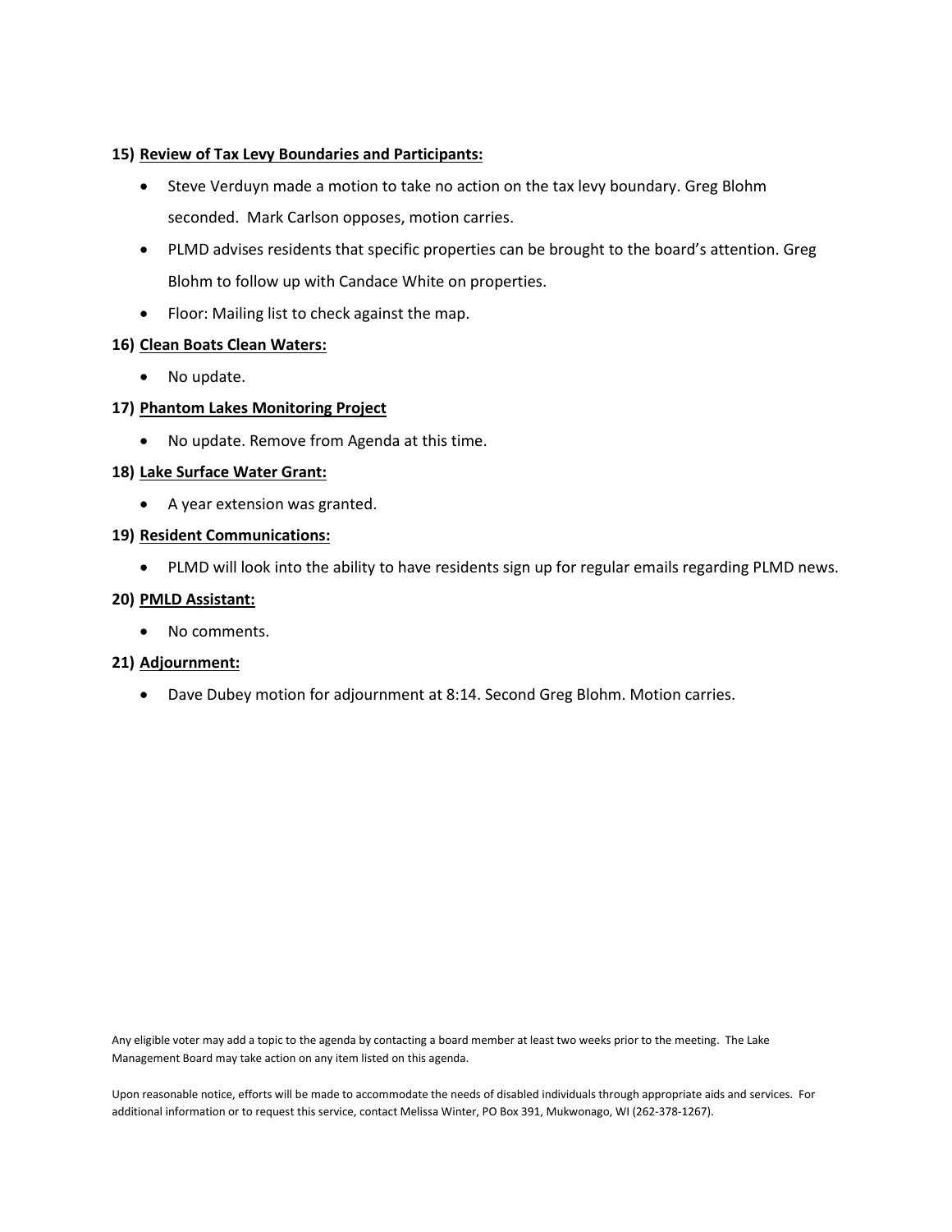15) **Review of Tax Levy Boundaries and Participants:**

- Steve Verduyn made a motion to take no action on the tax levy boundary. Greg Blohm seconded. Mark Carlson opposes, motion carries.
- PLMD advises residents that specific properties can be brought to the board's attention. Greg Blohm to follow up with Candace White on properties.
- Floor: Mailing list to check against the map.

16) **Clean Boats Clean Waters:**

- No update.

17) **Phantom Lakes Monitoring Project**

- No update. Remove from Agenda at this time.

18) **Lake Surface Water Grant:**

- A year extension was granted.

19) **Resident Communications:**

- PLMD will look into the ability to have residents sign up for regular emails regarding PLMD news.

20) **PMLD Assistant:**

- No comments.

21) **Adjournment:**

- Dave Dubey motion for adjournment at 8:14. Second Greg Blohm. Motion carries.

Any eligible voter may add a topic to the agenda by contacting a board member at least two weeks prior to the meeting. The Lake Management Board may take action on any item listed on this agenda.

Upon reasonable notice, efforts will be made to accommodate the needs of disabled individuals through appropriate aids and services. For additional information or to request this service, contact Melissa Winter, PO Box 391, Mukwonago, WI (262-378-1267).